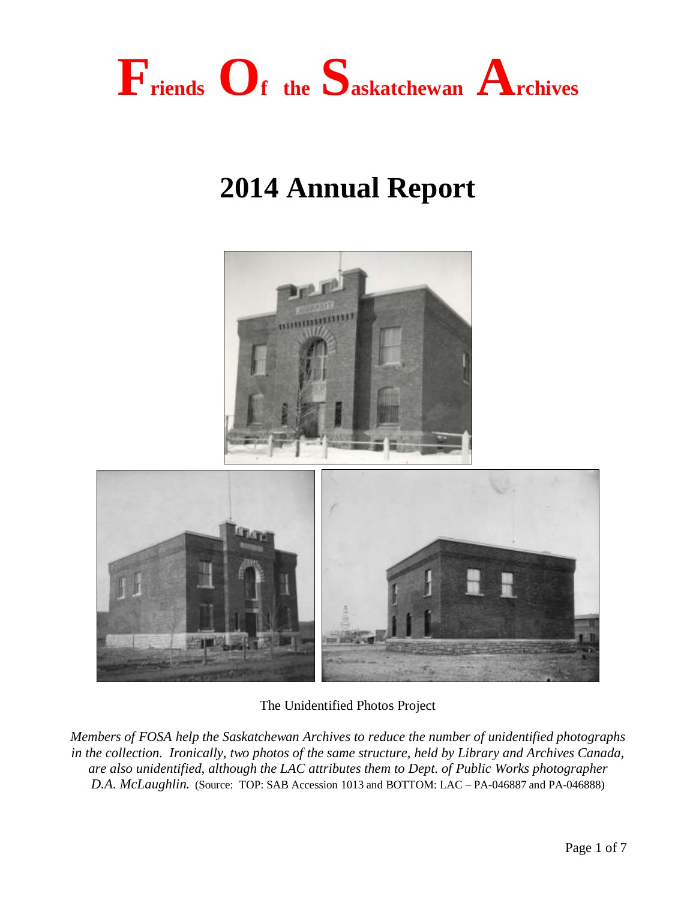# Friends Of the Saskatchewan Archives

# 2014 Annual Report

The Unidentified Photos Project

*Members of FOSA help the Saskatchewan Archives to reduce the number of unidentified photographs in the collection. Ironically, two photos of the same structure, held by Library and Archives Canada, are also unidentified, although the LAC attributes them to Dept. of Public Works photographer D.A. McLaughlin.* (Source: TOP: SAB Accession 1013 and BOTTOM: LAC – PA-046887 and PA-046888)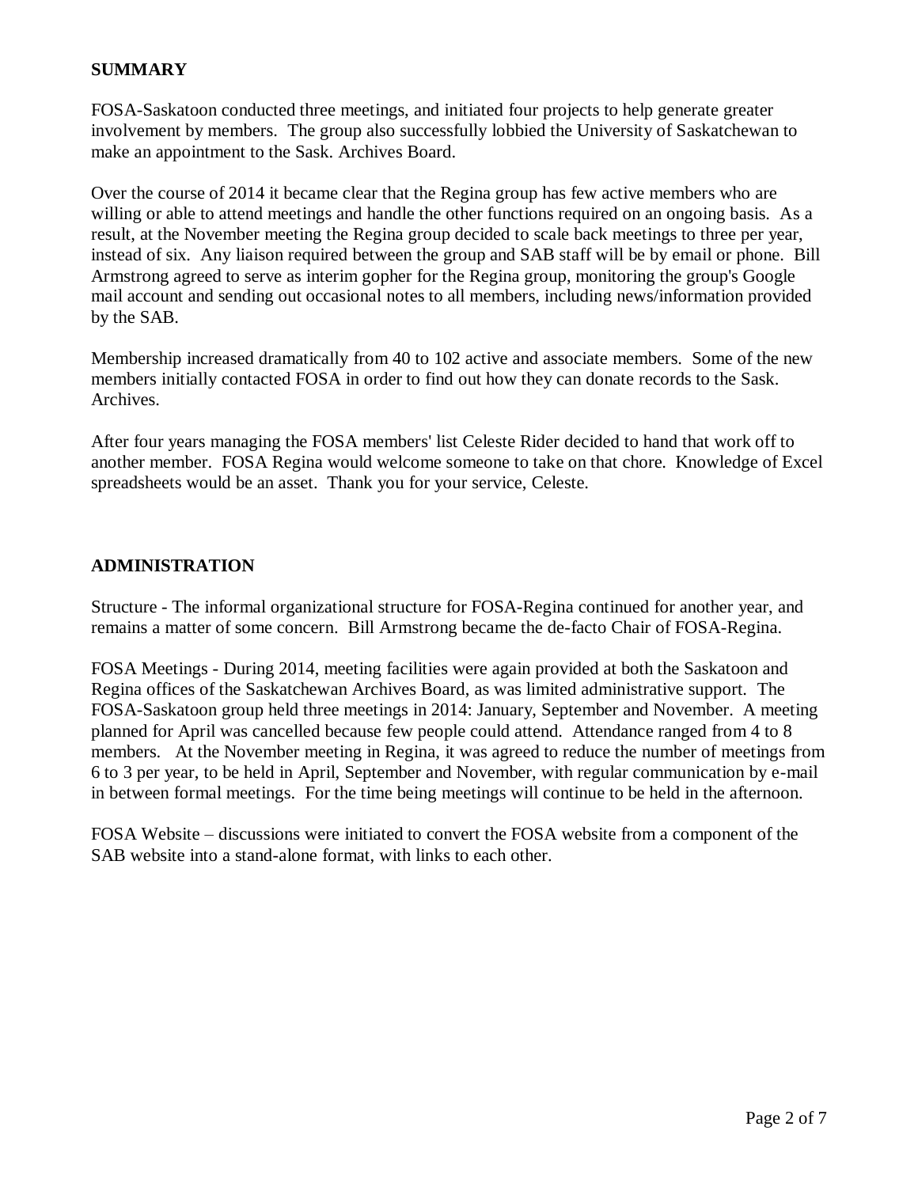## SUMMARY

FOSA-Saskatoon conducted three meetings, and initiated four projects to help generate greater involvement by members. The group also successfully lobbied the University of Saskatchewan to make an appointment to the Sask. Archives Board.

Over the course of 2014 it became clear that the Regina group has few active members who are willing or able to attend meetings and handle the other functions required on an ongoing basis. As a result, at the November meeting the Regina group decided to scale back meetings to three per year, instead of six. Any liaison required between the group and SAB staff will be by email or phone. Bill Armstrong agreed to serve as interim gopher for the Regina group, monitoring the group's Google mail account and sending out occasional notes to all members, including news/information provided by the SAB.

Membership increased dramatically from 40 to 102 active and associate members. Some of the new members initially contacted FOSA in order to find out how they can donate records to the Sask. Archives.

After four years managing the FOSA members' list Celeste Rider decided to hand that work off to another member. FOSA Regina would welcome someone to take on that chore. Knowledge of Excel spreadsheets would be an asset. Thank you for your service, Celeste.

## ADMINISTRATION

Structure - The informal organizational structure for FOSA-Regina continued for another year, and remains a matter of some concern. Bill Armstrong became the de-facto Chair of FOSA-Regina.

FOSA Meetings - During 2014, meeting facilities were again provided at both the Saskatoon and Regina offices of the Saskatchewan Archives Board, as was limited administrative support. The FOSA-Saskatoon group held three meetings in 2014: January, September and November. A meeting planned for April was cancelled because few people could attend. Attendance ranged from 4 to 8 members. At the November meeting in Regina, it was agreed to reduce the number of meetings from 6 to 3 per year, to be held in April, September and November, with regular communication by e-mail in between formal meetings. For the time being meetings will continue to be held in the afternoon.

FOSA Website – discussions were initiated to convert the FOSA website from a component of the SAB website into a stand-alone format, with links to each other.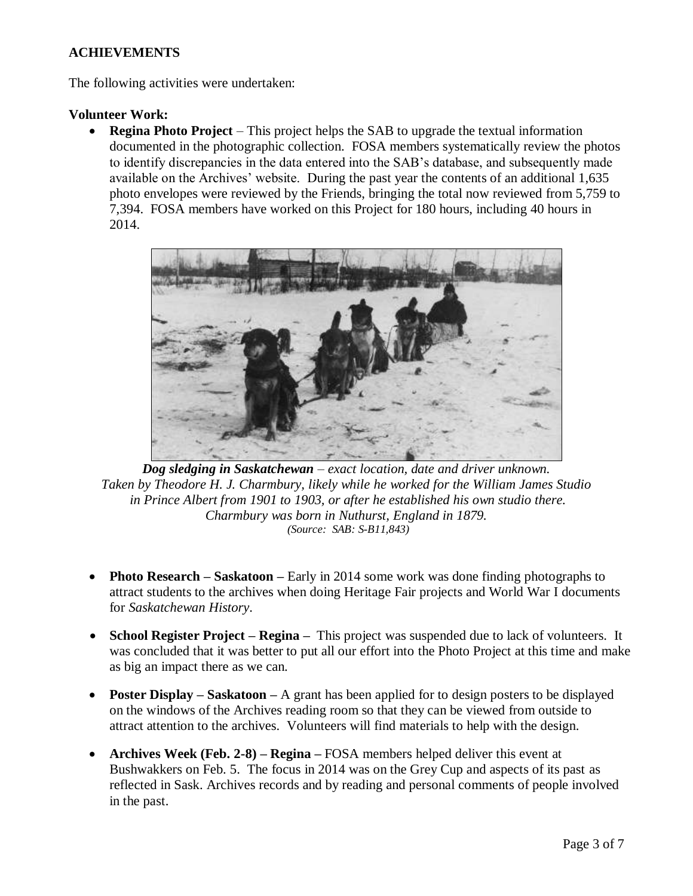**ACHIEVEMENTS**

The following activities were undertaken:

**Volunteer Work:**

- **Regina Photo Project** – This project helps the SAB to upgrade the textual information documented in the photographic collection. FOSA members systematically review the photos to identify discrepancies in the data entered into the SAB's database, and subsequently made available on the Archives' website. During the past year the contents of an additional 1,635 photo envelopes were reviewed by the Friends, bringing the total now reviewed from 5,759 to 7,394. FOSA members have worked on this Project for 180 hours, including 40 hours in 2014.

***Dog sledging in Saskatchewan*** *– exact location, date and driver unknown. Taken by Theodore H. J. Charmbury, likely while he worked for the William James Studio in Prince Albert from 1901 to 1903, or after he established his own studio there. Charmbury was born in Nuthurst, England in 1879.*
*(Source: SAB: S-B11,843)*

- **Photo Research – Saskatoon –** Early in 2014 some work was done finding photographs to attract students to the archives when doing Heritage Fair projects and World War I documents for *Saskatchewan History*.

- **School Register Project – Regina –** This project was suspended due to lack of volunteers. It was concluded that it was better to put all our effort into the Photo Project at this time and make as big an impact there as we can.

- **Poster Display – Saskatoon –** A grant has been applied for to design posters to be displayed on the windows of the Archives reading room so that they can be viewed from outside to attract attention to the archives. Volunteers will find materials to help with the design.

- **Archives Week (Feb. 2-8) – Regina –** FOSA members helped deliver this event at Bushwakkers on Feb. 5. The focus in 2014 was on the Grey Cup and aspects of its past as reflected in Sask. Archives records and by reading and personal comments of people involved in the past.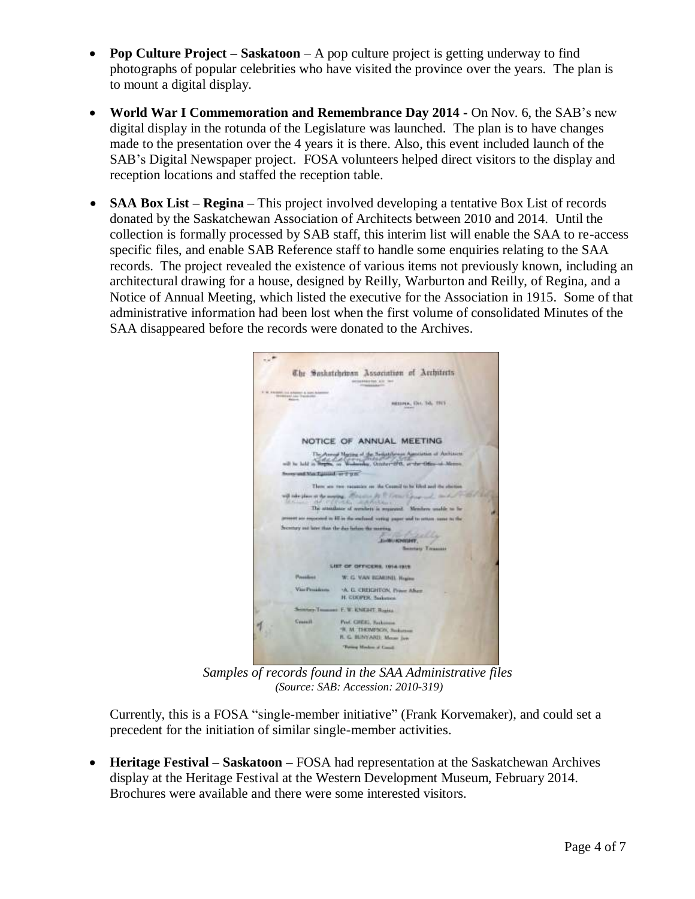- **Pop Culture Project – Saskatoon** – A pop culture project is getting underway to find photographs of popular celebrities who have visited the province over the years. The plan is to mount a digital display.

- **World War I Commemoration and Remembrance Day 2014 -** On Nov. 6, the SAB's new digital display in the rotunda of the Legislature was launched. The plan is to have changes made to the presentation over the 4 years it is there. Also, this event included launch of the SAB's Digital Newspaper project. FOSA volunteers helped direct visitors to the display and reception locations and staffed the reception table.

- **SAA Box List – Regina** – This project involved developing a tentative Box List of records donated by the Saskatchewan Association of Architects between 2010 and 2014. Until the collection is formally processed by SAB staff, this interim list will enable the SAA to re-access specific files, and enable SAB Reference staff to handle some enquiries relating to the SAA records. The project revealed the existence of various items not previously known, including an architectural drawing for a house, designed by Reilly, Warburton and Reilly, of Regina, and a Notice of Annual Meeting, which listed the executive for the Association in 1915. Some of that administrative information had been lost when the first volume of consolidated Minutes of the SAA disappeared before the records were donated to the Archives.

*Samples of records found in the SAA Administrative files*
*(Source: SAB: Accession: 2010-319)*

  Currently, this is a FOSA "single-member initiative" (Frank Korvemaker), and could set a precedent for the initiation of similar single-member activities.

- **Heritage Festival – Saskatoon** – FOSA had representation at the Saskatchewan Archives display at the Heritage Festival at the Western Development Museum, February 2014. Brochures were available and there were some interested visitors.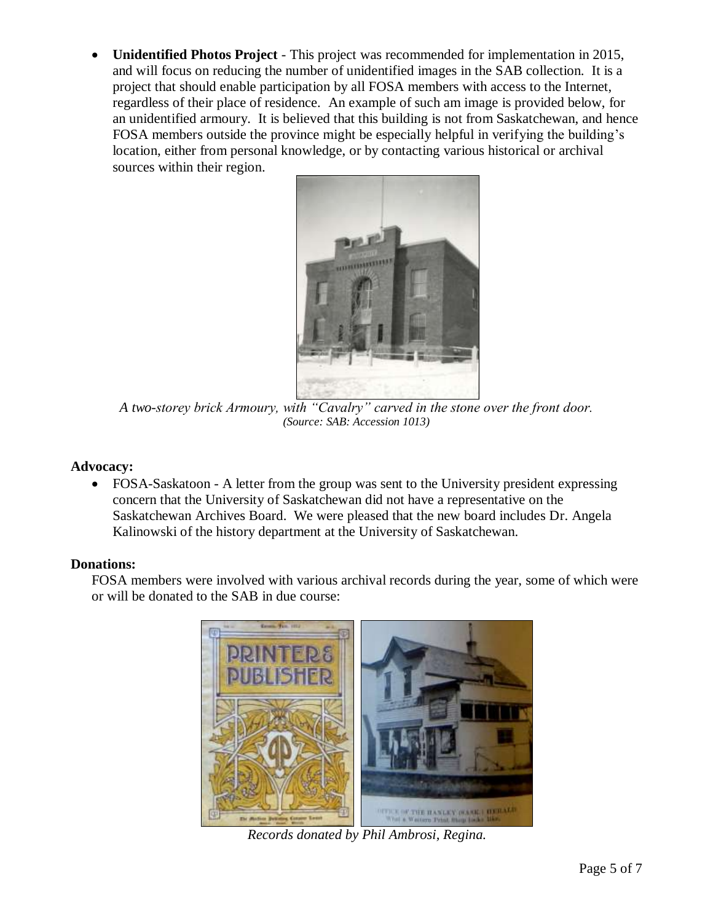- **Unidentified Photos Project** - This project was recommended for implementation in 2015, and will focus on reducing the number of unidentified images in the SAB collection. It is a project that should enable participation by all FOSA members with access to the Internet, regardless of their place of residence. An example of such am image is provided below, for an unidentified armoury. It is believed that this building is not from Saskatchewan, and hence FOSA members outside the province might be especially helpful in verifying the building's location, either from personal knowledge, or by contacting various historical or archival sources within their region.

*A two-storey brick Armoury, with "Cavalry" carved in the stone over the front door.*
*(Source: SAB: Accession 1013)*

**Advocacy:**

- FOSA-Saskatoon - A letter from the group was sent to the University president expressing concern that the University of Saskatchewan did not have a representative on the Saskatchewan Archives Board. We were pleased that the new board includes Dr. Angela Kalinowski of the history department at the University of Saskatchewan.

**Donations:**

FOSA members were involved with various archival records during the year, some of which were or will be donated to the SAB in due course:

*Records donated by Phil Ambrosi, Regina.*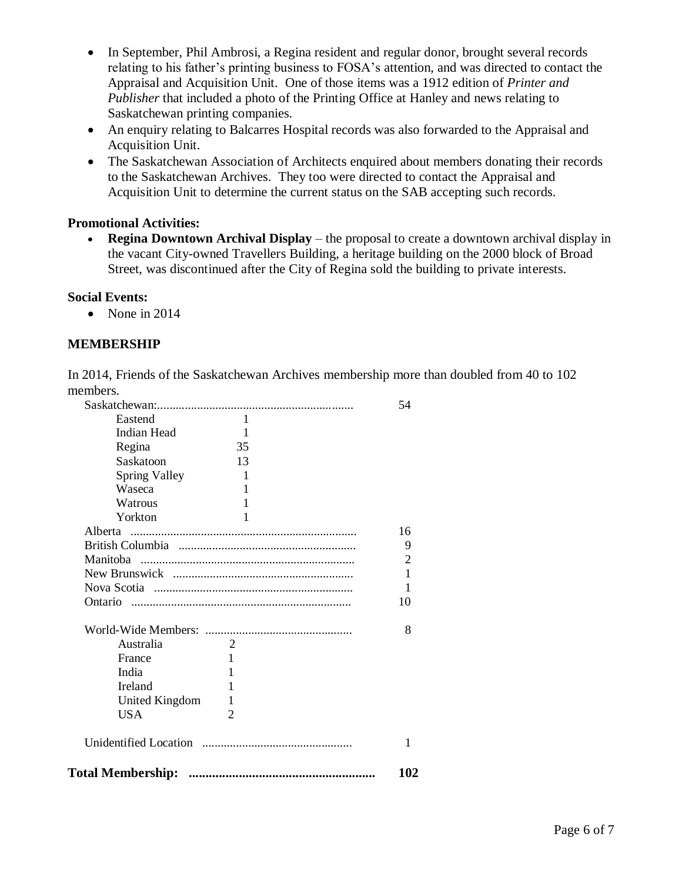- In September, Phil Ambrosi, a Regina resident and regular donor, brought several records relating to his father's printing business to FOSA's attention, and was directed to contact the Appraisal and Acquisition Unit. One of those items was a 1912 edition of *Printer and Publisher* that included a photo of the Printing Office at Hanley and news relating to Saskatchewan printing companies.
- An enquiry relating to Balcarres Hospital records was also forwarded to the Appraisal and Acquisition Unit.
- The Saskatchewan Association of Architects enquired about members donating their records to the Saskatchewan Archives. They too were directed to contact the Appraisal and Acquisition Unit to determine the current status on the SAB accepting such records.

**Promotional Activities:**

- **Regina Downtown Archival Display** – the proposal to create a downtown archival display in the vacant City-owned Travellers Building, a heritage building on the 2000 block of Broad Street, was discontinued after the City of Regina sold the building to private interests.

**Social Events:**

- None in 2014

## MEMBERSHIP

In 2014, Friends of the Saskatchewan Archives membership more than doubled from 40 to 102 members.

| Location | | Total |
|---|---|---|
| Saskatchewan: | | 54 |
| Eastend | 1 | |
| Indian Head | 1 | |
| Regina | 35 | |
| Saskatoon | 13 | |
| Spring Valley | 1 | |
| Waseca | 1 | |
| Watrous | 1 | |
| Yorkton | 1 | |
| Alberta | | 16 |
| British Columbia | | 9 |
| Manitoba | | 2 |
| New Brunswick | | 1 |
| Nova Scotia | | 1 |
| Ontario | | 10 |
| World-Wide Members: | | 8 |
| Australia | 2 | |
| France | 1 | |
| India | 1 | |
| Ireland | 1 | |
| United Kingdom | 1 | |
| USA | 2 | |
| Unidentified Location | | 1 |
| **Total Membership:** | | **102** |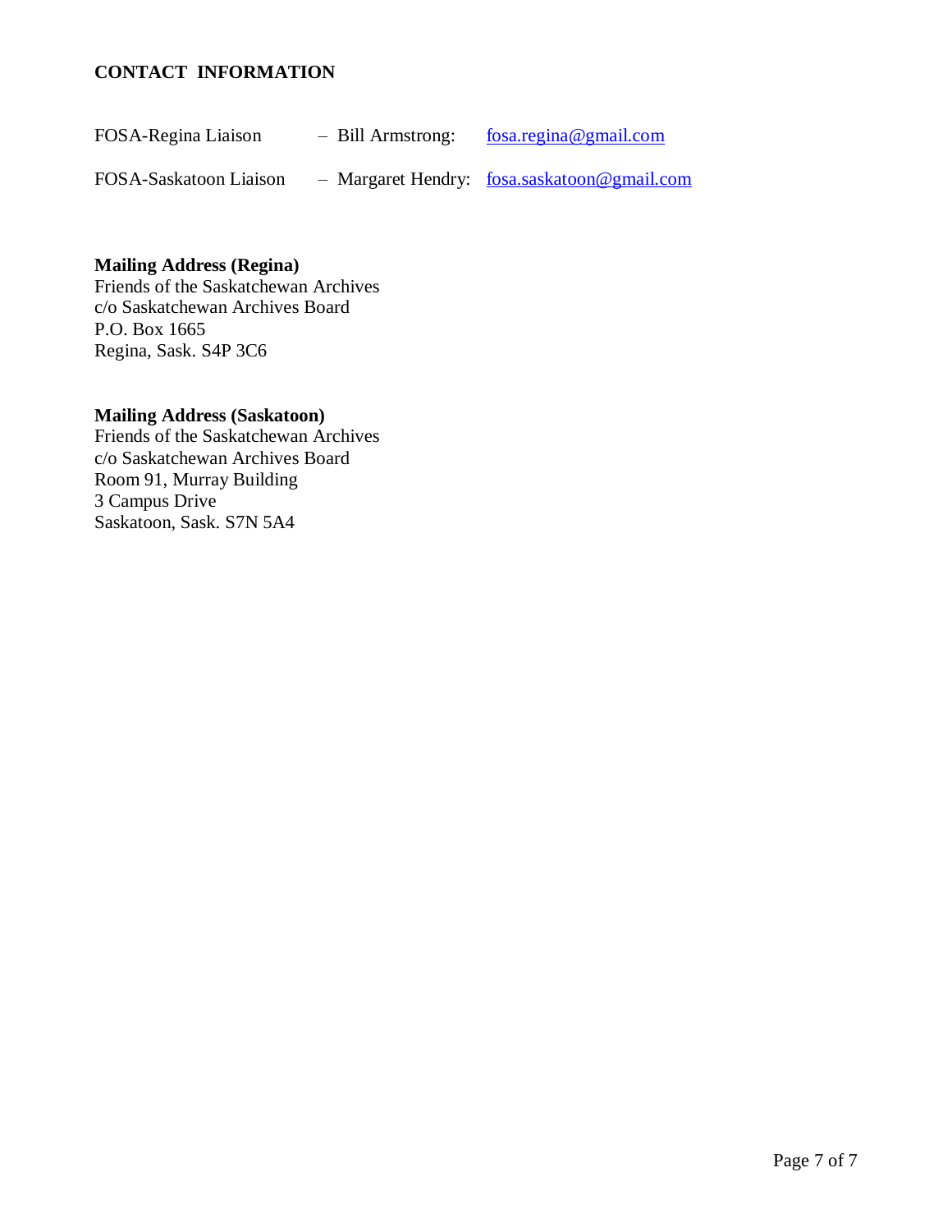## CONTACT INFORMATION

FOSA-Regina Liaison – Bill Armstrong: fosa.regina@gmail.com

FOSA-Saskatoon Liaison – Margaret Hendry: fosa.saskatoon@gmail.com

**Mailing Address (Regina)**
Friends of the Saskatchewan Archives
c/o Saskatchewan Archives Board
P.O. Box 1665
Regina, Sask. S4P 3C6

**Mailing Address (Saskatoon)**
Friends of the Saskatchewan Archives
c/o Saskatchewan Archives Board
Room 91, Murray Building
3 Campus Drive
Saskatoon, Sask. S7N 5A4